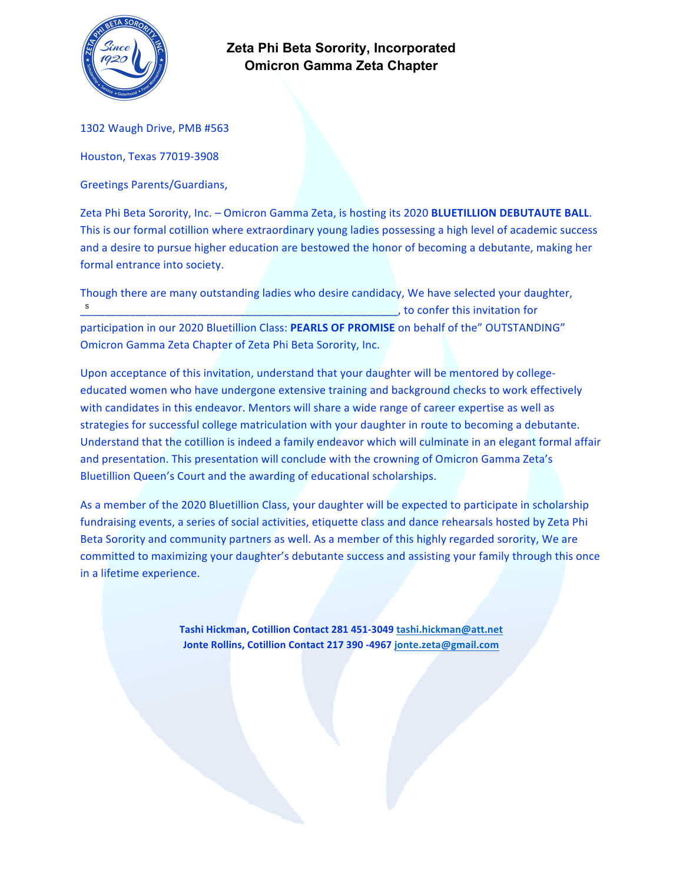# Zeta Phi Beta Sorority, Incorporated
## Omicron Gamma Zeta Chapter

1302 Waugh Drive, PMB #563

Houston, Texas 77019-3908

Greetings Parents/Guardians,

Zeta Phi Beta Sorority, Inc. – Omicron Gamma Zeta, is hosting its 2020 **BLUETILLION DEBUTAUTE BALL**. This is our formal cotillion where extraordinary young ladies possessing a high level of academic success and a desire to pursue higher education are bestowed the honor of becoming a debutante, making her formal entrance into society.

Though there are many outstanding ladies who desire candidacy, We have selected your daughter, s_____________________________________________________, to confer this invitation for participation in our 2020 Bluetillion Class: **PEARLS OF PROMISE** on behalf of the" OUTSTANDING" Omicron Gamma Zeta Chapter of Zeta Phi Beta Sorority, Inc.

Upon acceptance of this invitation, understand that your daughter will be mentored by college-educated women who have undergone extensive training and background checks to work effectively with candidates in this endeavor. Mentors will share a wide range of career expertise as well as strategies for successful college matriculation with your daughter in route to becoming a debutante. Understand that the cotillion is indeed a family endeavor which will culminate in an elegant formal affair and presentation. This presentation will conclude with the crowning of Omicron Gamma Zeta's Bluetillion Queen's Court and the awarding of educational scholarships.

As a member of the 2020 Bluetillion Class, your daughter will be expected to participate in scholarship fundraising events, a series of social activities, etiquette class and dance rehearsals hosted by Zeta Phi Beta Sorority and community partners as well. As a member of this highly regarded sorority, We are committed to maximizing your daughter's debutante success and assisting your family through this once in a lifetime experience.

**Tashi Hickman, Cotillion Contact 281 451-3049 tashi.hickman@att.net**
**Jonte Rollins, Cotillion Contact 217 390 -4967 jonte.zeta@gmail.com**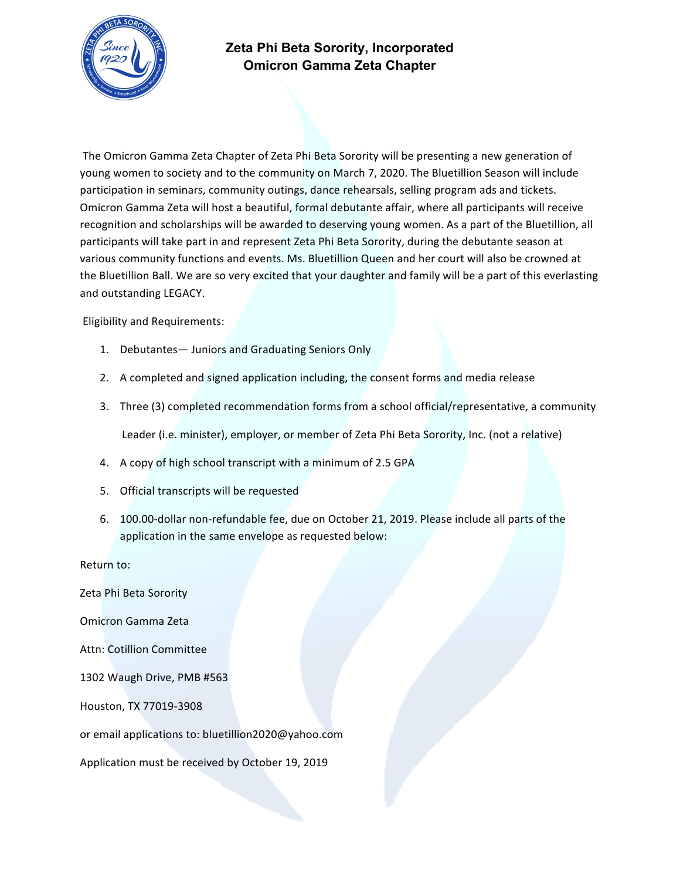## Zeta Phi Beta Sorority, Incorporated
## Omicron Gamma Zeta Chapter

The Omicron Gamma Zeta Chapter of Zeta Phi Beta Sorority will be presenting a new generation of young women to society and to the community on March 7, 2020. The Bluetillion Season will include participation in seminars, community outings, dance rehearsals, selling program ads and tickets. Omicron Gamma Zeta will host a beautiful, formal debutante affair, where all participants will receive recognition and scholarships will be awarded to deserving young women. As a part of the Bluetillion, all participants will take part in and represent Zeta Phi Beta Sorority, during the debutante season at various community functions and events. Ms. Bluetillion Queen and her court will also be crowned at the Bluetillion Ball. We are so very excited that your daughter and family will be a part of this everlasting and outstanding LEGACY.

Eligibility and Requirements:

1. Debutantes— Juniors and Graduating Seniors Only
2. A completed and signed application including, the consent forms and media release
3. Three (3) completed recommendation forms from a school official/representative, a community Leader (i.e. minister), employer, or member of Zeta Phi Beta Sorority, Inc. (not a relative)
4. A copy of high school transcript with a minimum of 2.5 GPA
5. Official transcripts will be requested
6. 100.00-dollar non-refundable fee, due on October 21, 2019. Please include all parts of the application in the same envelope as requested below:

Return to:

Zeta Phi Beta Sorority

Omicron Gamma Zeta

Attn: Cotillion Committee

1302 Waugh Drive, PMB #563

Houston, TX 77019-3908

or email applications to: bluetillion2020@yahoo.com

Application must be received by October 19, 2019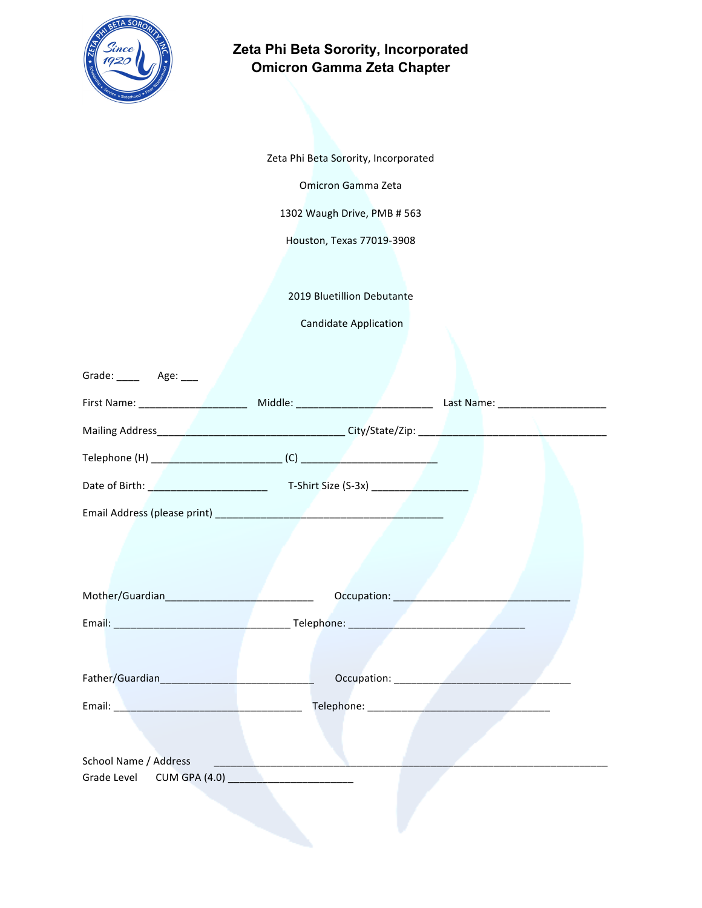# Zeta Phi Beta Sorority, Incorporated
# Omicron Gamma Zeta Chapter

Zeta Phi Beta Sorority, Incorporated

Omicron Gamma Zeta

1302 Waugh Drive, PMB # 563

Houston, Texas 77019-3908

2019 Bluetillion Debutante

Candidate Application

Grade: ____ Age: ___

First Name: ___________________ Middle: ________________________ Last Name: ___________________

Mailing Address_________________________________ City/State/Zip: _________________________________

Telephone (H) _______________________ (C) ________________________

Date of Birth: _____________________ T-Shirt Size (S-3x) _________________

Email Address (please print) ________________________________________

Mother/Guardian__________________________ Occupation: _______________________________

Email: _______________________________ Telephone: _______________________________

Father/Guardian___________________________ Occupation: _______________________________

Email: _________________________________ Telephone: ________________________________

School Name / Address ______________________________________________________________________

Grade Level CUM GPA (4.0) ______________________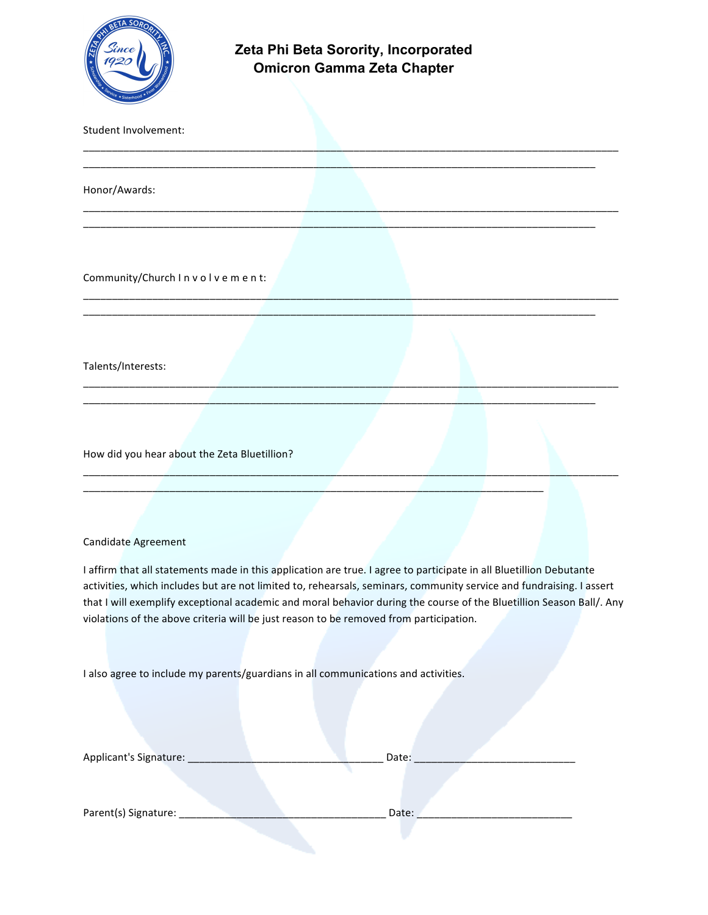# Zeta Phi Beta Sorority, Incorporated
## Omicron Gamma Zeta Chapter

Student Involvement:

______________________________________________________________________________________

______________________________________________________________________________________

Honor/Awards:

______________________________________________________________________________________

______________________________________________________________________________________

Community/Church I n v o l v e m e n t:

______________________________________________________________________________________

______________________________________________________________________________________

Talents/Interests:

______________________________________________________________________________________

______________________________________________________________________________________

How did you hear about the Zeta Bluetillion?

______________________________________________________________________________________

______________________________________________________________________________

Candidate Agreement

I affirm that all statements made in this application are true. I agree to participate in all Bluetillion Debutante activities, which includes but are not limited to, rehearsals, seminars, community service and fundraising. I assert that I will exemplify exceptional academic and moral behavior during the course of the Bluetillion Season Ball/. Any violations of the above criteria will be just reason to be removed from participation.

I also agree to include my parents/guardians in all communications and activities.

Applicant's Signature: _________________________________ Date: ___________________________

Parent(s) Signature: ___________________________________ Date: ___________________________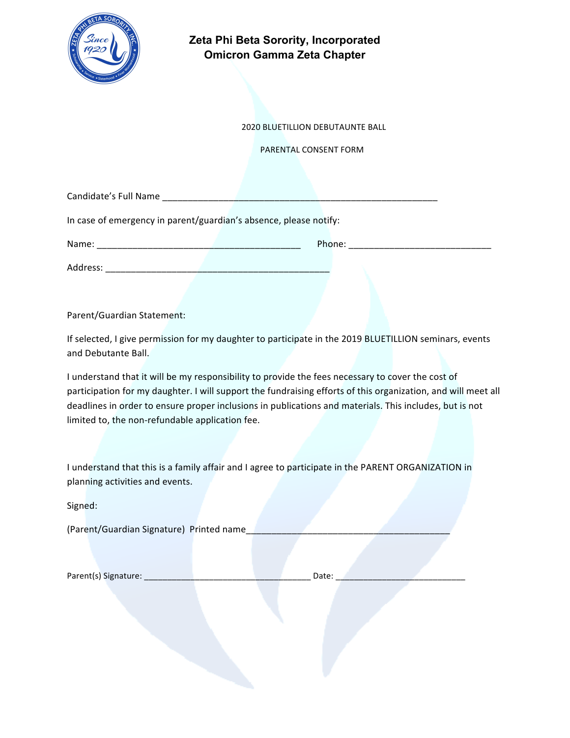# Zeta Phi Beta Sorority, Incorporated
## Omicron Gamma Zeta Chapter

2020 BLUETILLION DEBUTAUNTE BALL

PARENTAL CONSENT FORM

Candidate's Full Name ___________________________________________________________

In case of emergency in parent/guardian's absence, please notify:

Name: ___________________________________________ Phone: ______________________________

Address: _______________________________________________

Parent/Guardian Statement:

If selected, I give permission for my daughter to participate in the 2019 BLUETILLION seminars, events and Debutante Ball.

I understand that it will be my responsibility to provide the fees necessary to cover the cost of participation for my daughter. I will support the fundraising efforts of this organization, and will meet all deadlines in order to ensure proper inclusions in publications and materials. This includes, but is not limited to, the non-refundable application fee.

I understand that this is a family affair and I agree to participate in the PARENT ORGANIZATION in planning activities and events.

Signed:

(Parent/Guardian Signature) Printed name___________________________________________

Parent(s) Signature: ____________________________________ Date: ____________________________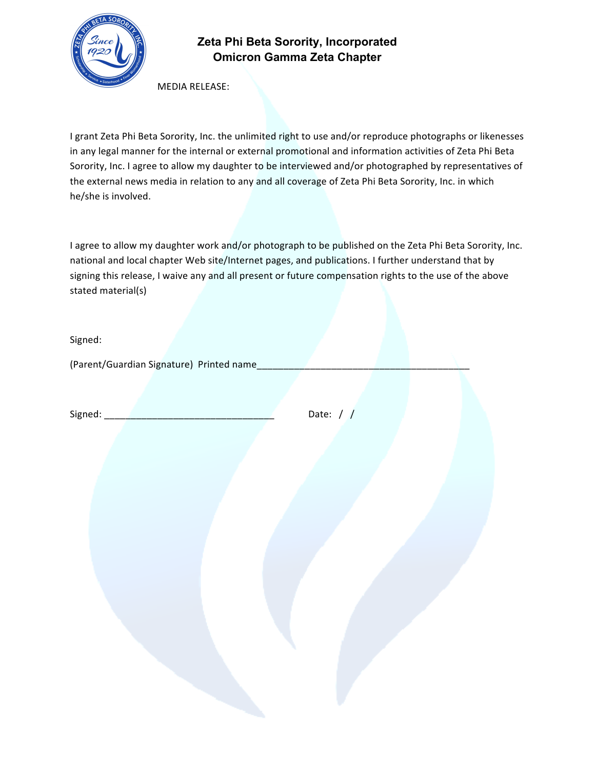# Zeta Phi Beta Sorority, Incorporated
## Omicron Gamma Zeta Chapter

MEDIA RELEASE:

I grant Zeta Phi Beta Sorority, Inc. the unlimited right to use and/or reproduce photographs or likenesses in any legal manner for the internal or external promotional and information activities of Zeta Phi Beta Sorority, Inc. I agree to allow my daughter to be interviewed and/or photographed by representatives of the external news media in relation to any and all coverage of Zeta Phi Beta Sorority, Inc. in which he/she is involved.

I agree to allow my daughter work and/or photograph to be published on the Zeta Phi Beta Sorority, Inc. national and local chapter Web site/Internet pages, and publications. I further understand that by signing this release, I waive any and all present or future compensation rights to the use of the above stated material(s)

Signed:

(Parent/Guardian Signature) Printed name__________________________________________

Signed: _________________________________ Date: / /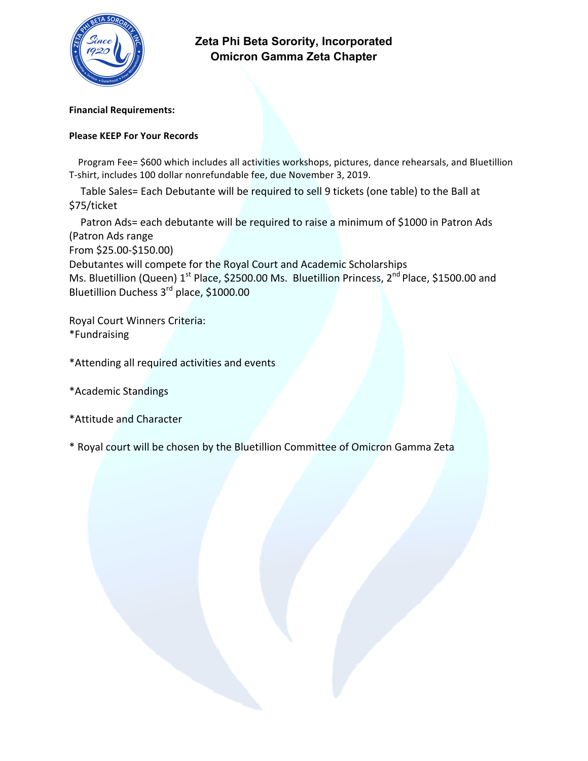**Zeta Phi Beta Sorority, Incorporated**
**Omicron Gamma Zeta Chapter**

**Financial Requirements:**

**Please KEEP For Your Records**

Program Fee= $600 which includes all activities workshops, pictures, dance rehearsals, and Bluetillion T-shirt, includes 100 dollar nonrefundable fee, due November 3, 2019.

Table Sales= Each Debutante will be required to sell 9 tickets (one table) to the Ball at $75/ticket

Patron Ads= each debutante will be required to raise a minimum of $1000 in Patron Ads (Patron Ads range
From $25.00-$150.00)
Debutantes will compete for the Royal Court and Academic Scholarships
Ms. Bluetillion (Queen) 1st Place, $2500.00 Ms. Bluetillion Princess, 2nd Place, $1500.00 and Bluetillion Duchess 3rd place, $1000.00

Royal Court Winners Criteria:
*Fundraising

*Attending all required activities and events

*Academic Standings

*Attitude and Character

* Royal court will be chosen by the Bluetillion Committee of Omicron Gamma Zeta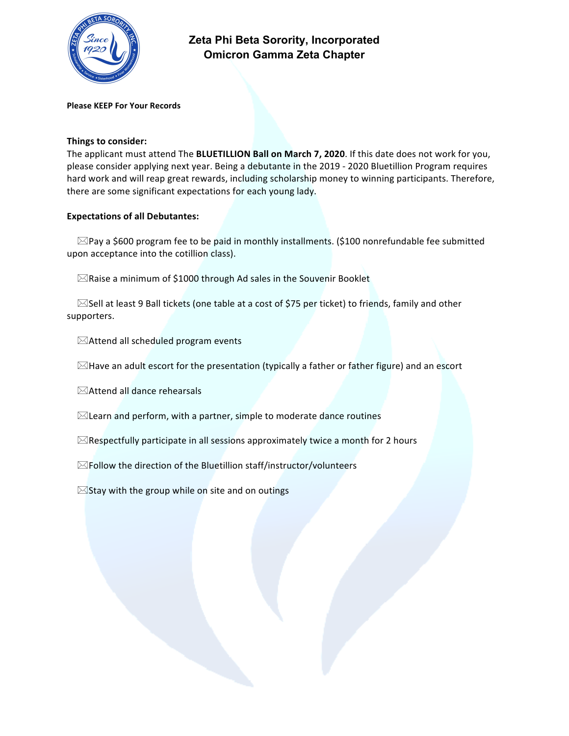## Zeta Phi Beta Sorority, Incorporated
## Omicron Gamma Zeta Chapter

**Please KEEP For Your Records**

**Things to consider:**
The applicant must attend The **BLUETILLION Ball on March 7, 2020**. If this date does not work for you, please consider applying next year. Being a debutante in the 2019 - 2020 Bluetillion Program requires hard work and will reap great rewards, including scholarship money to winning participants. Therefore, there are some significant expectations for each young lady.

**Expectations of all Debutantes:**

- ⌧Pay a $600 program fee to be paid in monthly installments. ($100 nonrefundable fee submitted upon acceptance into the cotillion class).
- ⌧Raise a minimum of $1000 through Ad sales in the Souvenir Booklet
- ⌧Sell at least 9 Ball tickets (one table at a cost of $75 per ticket) to friends, family and other supporters.
- ⌧Attend all scheduled program events
- ⌧Have an adult escort for the presentation (typically a father or father figure) and an escort
- ⌧Attend all dance rehearsals
- ⌧Learn and perform, with a partner, simple to moderate dance routines
- ⌧Respectfully participate in all sessions approximately twice a month for 2 hours
- ⌧Follow the direction of the Bluetillion staff/instructor/volunteers
- ⌧Stay with the group while on site and on outings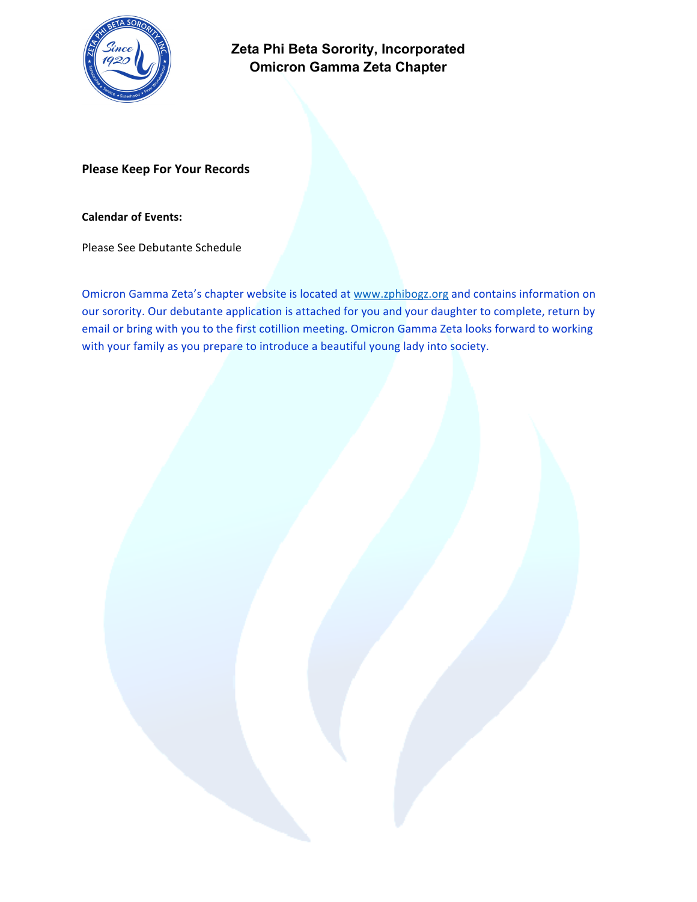**Zeta Phi Beta Sorority, Incorporated**
**Omicron Gamma Zeta Chapter**

**Please Keep For Your Records**

**Calendar of Events:**

Please See Debutante Schedule

Omicron Gamma Zeta's chapter website is located at www.zphibogz.org and contains information on our sorority. Our debutante application is attached for you and your daughter to complete, return by email or bring with you to the first cotillion meeting. Omicron Gamma Zeta looks forward to working with your family as you prepare to introduce a beautiful young lady into society.